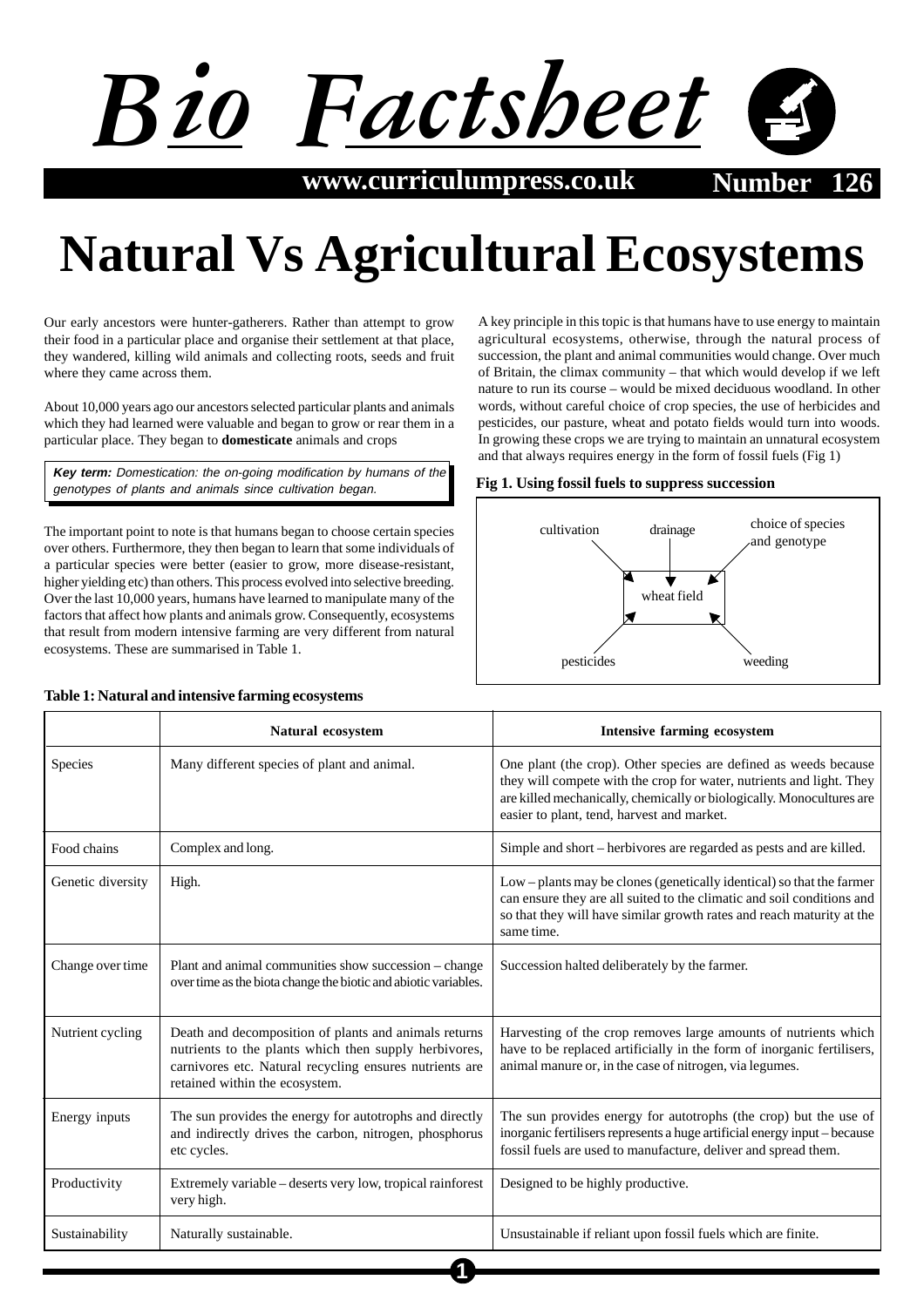# Natural Vs Agricultural Ecosystems

Our early ancestors were hunter-gatherers. Rather than attempt to grow their food in a particular place and organise their settlement at that place, they wandered, killing wild animals and collecting roots, seeds and fruit where they came across them.

About 10,000 years ago our ancestors selected particular plants and animals which they had learned were valuable and began to grow or rear them in a particular place. They began to **domesticate** animals and crops

***Key term:*** *Domestication: the on-going modification by humans of the genotypes of plants and animals since cultivation began.*

The important point to note is that humans began to choose certain species over others. Furthermore, they then began to learn that some individuals of a particular species were better (easier to grow, more disease-resistant, higher yielding etc) than others. This process evolved into selective breeding. Over the last 10,000 years, humans have learned to manipulate many of the factors that affect how plants and animals grow. Consequently, ecosystems that result from modern intensive farming are very different from natural ecosystems. These are summarised in Table 1.

A key principle in this topic is that humans have to use energy to maintain agricultural ecosystems, otherwise, through the natural process of succession, the plant and animal communities would change. Over much of Britain, the climax community – that which would develop if we left nature to run its course – would be mixed deciduous woodland. In other words, without careful choice of crop species, the use of herbicides and pesticides, our pasture, wheat and potato fields would turn into woods. In growing these crops we are trying to maintain an unnatural ecosystem and that always requires energy in the form of fossil fuels (Fig 1)

**Fig 1. Using fossil fuels to suppress succession**

cultivation → wheat field
drainage → wheat field
choice of species and genotype → wheat field
pesticides → wheat field
weeding → wheat field

**Table 1: Natural and intensive farming ecosystems**

| | Natural ecosystem | Intensive farming ecosystem |
|---|---|---|
| Species | Many different species of plant and animal. | One plant (the crop). Other species are defined as weeds because they will compete with the crop for water, nutrients and light. They are killed mechanically, chemically or biologically. Monocultures are easier to plant, tend, harvest and market. |
| Food chains | Complex and long. | Simple and short – herbivores are regarded as pests and are killed. |
| Genetic diversity | High. | Low – plants may be clones (genetically identical) so that the farmer can ensure they are all suited to the climatic and soil conditions and so that they will have similar growth rates and reach maturity at the same time. |
| Change over time | Plant and animal communities show succession – change over time as the biota change the biotic and abiotic variables. | Succession halted deliberately by the farmer. |
| Nutrient cycling | Death and decomposition of plants and animals returns nutrients to the plants which then supply herbivores, carnivores etc. Natural recycling ensures nutrients are retained within the ecosystem. | Harvesting of the crop removes large amounts of nutrients which have to be replaced artificially in the form of inorganic fertilisers, animal manure or, in the case of nitrogen, via legumes. |
| Energy inputs | The sun provides the energy for autotrophs and directly and indirectly drives the carbon, nitrogen, phosphorus etc cycles. | The sun provides energy for autotrophs (the crop) but the use of inorganic fertilisers represents a huge artificial energy input – because fossil fuels are used to manufacture, deliver and spread them. |
| Productivity | Extremely variable – deserts very low, tropical rainforest very high. | Designed to be highly productive. |
| Sustainability | Naturally sustainable. | Unsustainable if reliant upon fossil fuels which are finite. |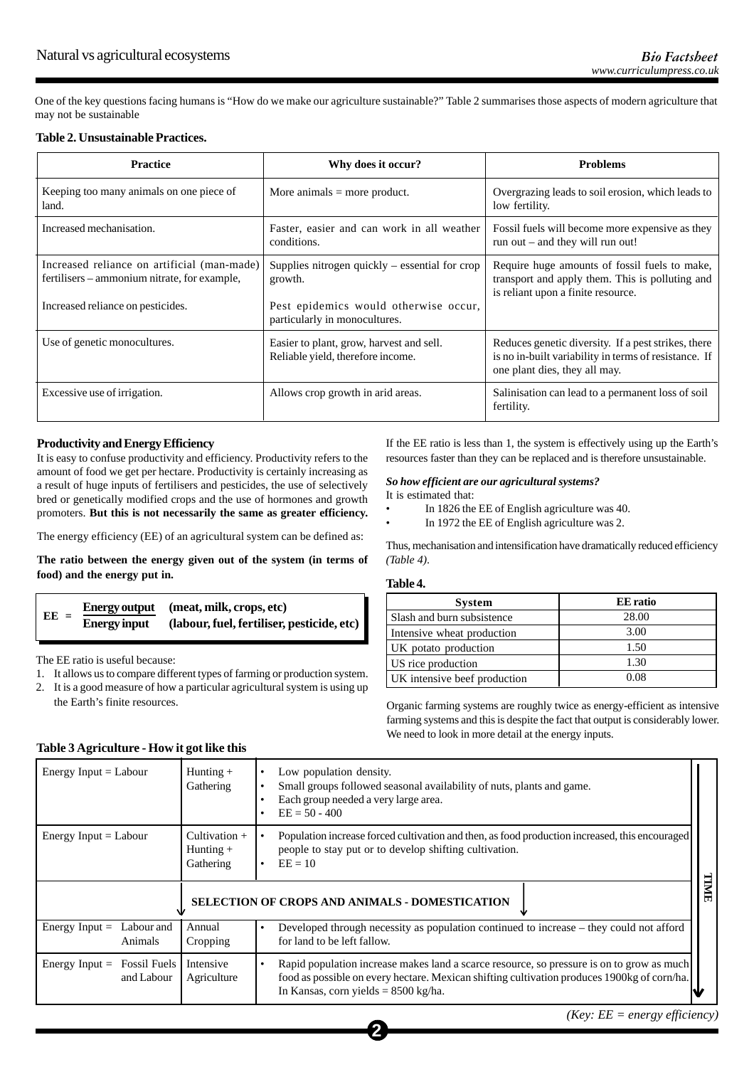One of the key questions facing humans is "How do we make our agriculture sustainable?" Table 2 summarises those aspects of modern agriculture that may not be sustainable

**Table 2. Unsustainable Practices.**

| Practice | Why does it occur? | Problems |
|---|---|---|
| Keeping too many animals on one piece of land. | More animals = more product. | Overgrazing leads to soil erosion, which leads to low fertility. |
| Increased mechanisation. | Faster, easier and can work in all weather conditions. | Fossil fuels will become more expensive as they run out – and they will run out! |
| Increased reliance on artificial (man-made) fertilisers – ammonium nitrate, for example,<br><br>Increased reliance on pesticides. | Supplies nitrogen quickly – essential for crop growth.<br><br>Pest epidemics would otherwise occur, particularly in monocultures. | Require huge amounts of fossil fuels to make, transport and apply them. This is polluting and is reliant upon a finite resource. |
| Use of genetic monocultures. | Easier to plant, grow, harvest and sell. Reliable yield, therefore income. | Reduces genetic diversity. If a pest strikes, there is no in-built variability in terms of resistance. If one plant dies, they all may. |
| Excessive use of irrigation. | Allows crop growth in arid areas. | Salinisation can lead to a permanent loss of soil fertility. |

**Productivity and Energy Efficiency**

It is easy to confuse productivity and efficiency. Productivity refers to the amount of food we get per hectare. Productivity is certainly increasing as a result of huge inputs of fertilisers and pesticides, the use of selectively bred or genetically modified crops and the use of hormones and growth promoters. **But this is not necessarily the same as greater efficiency.**

The energy efficiency (EE) of an agricultural system can be defined as:

**The ratio between the energy given out of the system (in terms of food) and the energy put in.**

$$EE = \frac{\textbf{Energy output} \quad \textbf{(meat, milk, crops, etc)}}{\textbf{Energy input} \quad \textbf{(labour, fuel, fertiliser, pesticide, etc)}}$$

The EE ratio is useful because:

1. It allows us to compare different types of farming or production system.
2. It is a good measure of how a particular agricultural system is using up the Earth's finite resources.

If the EE ratio is less than 1, the system is effectively using up the Earth's resources faster than they can be replaced and is therefore unsustainable.

***So how efficient are our agricultural systems?***

It is estimated that:

- In 1826 the EE of English agriculture was 40.
- In 1972 the EE of English agriculture was 2.

Thus, mechanisation and intensification have dramatically reduced efficiency *(Table 4)*.

**Table 4.**

| System | EE ratio |
|---|---|
| Slash and burn subsistence | 28.00 |
| Intensive wheat production | 3.00 |
| UK potato production | 1.50 |
| US rice production | 1.30 |
| UK intensive beef production | 0.08 |

Organic farming systems are roughly twice as energy-efficient as intensive farming systems and this is despite the fact that output is considerably lower. We need to look in more detail at the energy inputs.

**Table 3 Agriculture - How it got like this**

| Energy Input | System | Details |
|---|---|---|
| Energy Input = Labour | Hunting + Gathering | • Low population density.<br>• Small groups followed seasonal availability of nuts, plants and game.<br>• Each group needed a very large area.<br>• EE = 50 - 400 |
| Energy Input = Labour | Cultivation + Hunting + Gathering | • Population increase forced cultivation and then, as food production increased, this encouraged people to stay put or to develop shifting cultivation.<br>• EE = 10 |
| **SELECTION OF CROPS AND ANIMALS - DOMESTICATION** | | |
| Energy Input = Labour and Animals | Annual Cropping | • Developed through necessity as population continued to increase – they could not afford for land to be left fallow. |
| Energy Input = Fossil Fuels and Labour | Intensive Agriculture | • Rapid population increase makes land a scarce resource, so pressure is on to grow as much food as possible on every hectare. Mexican shifting cultivation produces 1900kg of corn/ha. In Kansas, corn yields = 8500 kg/ha. |

TIME ↓

*(Key: EE = energy efficiency)*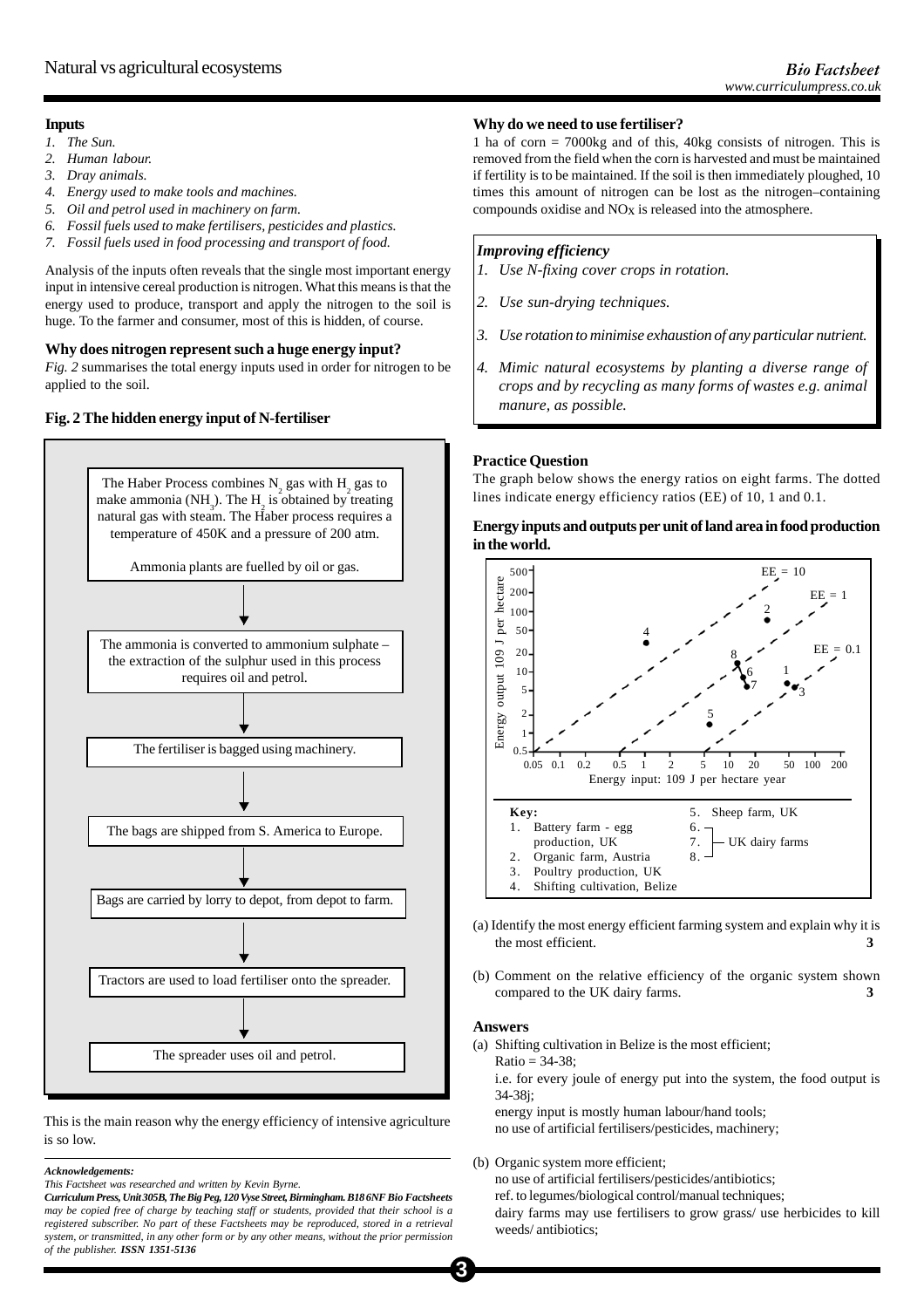## Inputs

1. *The Sun.*
2. *Human labour.*
3. *Dray animals.*
4. *Energy used to make tools and machines.*
5. *Oil and petrol used in machinery on farm.*
6. *Fossil fuels used to make fertilisers, pesticides and plastics.*
7. *Fossil fuels used in food processing and transport of food.*

Analysis of the inputs often reveals that the single most important energy input in intensive cereal production is nitrogen. What this means is that the energy used to produce, transport and apply the nitrogen to the soil is huge. To the farmer and consumer, most of this is hidden, of course.

### Why does nitrogen represent such a huge energy input?

*Fig. 2* summarises the total energy inputs used in order for nitrogen to be applied to the soil.

### Fig. 2 The hidden energy input of N-fertiliser

The Haber Process combines $N_2$ gas with $H_2$ gas to make ammonia ($NH_3$). The $H_2$ is obtained by treating natural gas with steam. The Haber process requires a temperature of 450K and a pressure of 200 atm.

Ammonia plants are fuelled by oil or gas.

↓

The ammonia is converted to ammonium sulphate – the extraction of the sulphur used in this process requires oil and petrol.

↓

The fertiliser is bagged using machinery.

↓

The bags are shipped from S. America to Europe.

↓

Bags are carried by lorry to depot, from depot to farm.

↓

Tractors are used to load fertiliser onto the spreader.

↓

The spreader uses oil and petrol.

This is the main reason why the energy efficiency of intensive agriculture is so low.

### Why do we need to use fertiliser?

1 ha of corn = 7000kg and of this, 40kg consists of nitrogen. This is removed from the field when the corn is harvested and must be maintained if fertility is to be maintained. If the soil is then immediately ploughed, 10 times this amount of nitrogen can be lost as the nitrogen–containing compounds oxidise and $NO_X$ is released into the atmosphere.

### *Improving efficiency*

1. *Use N-fixing cover crops in rotation.*
2. *Use sun-drying techniques.*
3. *Use rotation to minimise exhaustion of any particular nutrient.*
4. *Mimic natural ecosystems by planting a diverse range of crops and by recycling as many forms of wastes e.g. animal manure, as possible.*

### Practice Question

The graph below shows the energy ratios on eight farms. The dotted lines indicate energy efficiency ratios (EE) of 10, 1 and 0.1.

**Energy inputs and outputs per unit of land area in food production in the world.**

Energy output $10^9$ J per hectare
500, 200, 100, 50, 20, 10, 5, 2, 1, 0.5
Energy input: $10^9$ J per hectare year
0.05, 0.1, 0.2, 0.5, 1, 2, 5, 10, 20, 50, 100, 200
EE = 10
EE = 1
EE = 0.1

Key:
1. Battery farm - egg production, UK
2. Organic farm, Austria
3. Poultry production, UK
4. Shifting cultivation, Belize
5. Sheep farm, UK
6., 7., 8. UK dairy farms

(a) Identify the most energy efficient farming system and explain why it is the most efficient. **3**

(b) Comment on the relative efficiency of the organic system shown compared to the UK dairy farms. **3**

### Answers

(a) Shifting cultivation in Belize is the most efficient;
Ratio = 34-38;
i.e. for every joule of energy put into the system, the food output is 34-38j;
energy input is mostly human labour/hand tools;
no use of artificial fertilisers/pesticides, machinery;

(b) Organic system more efficient;
no use of artificial fertilisers/pesticides/antibiotics;
ref. to legumes/biological control/manual techniques;
dairy farms may use fertilisers to grow grass/ use herbicides to kill weeds/ antibiotics;

***Acknowledgements:***
*This Factsheet was researched and written by Kevin Byrne.*
***Curriculum Press, Unit 305B, The Big Peg, 120 Vyse Street, Birmingham. B18 6NF Bio Factsheets*** *may be copied free of charge by teaching staff or students, provided that their school is a registered subscriber. No part of these Factsheets may be reproduced, stored in a retrieval system, or transmitted, in any other form or by any other means, without the prior permission of the publisher.* ***ISSN 1351-5136***